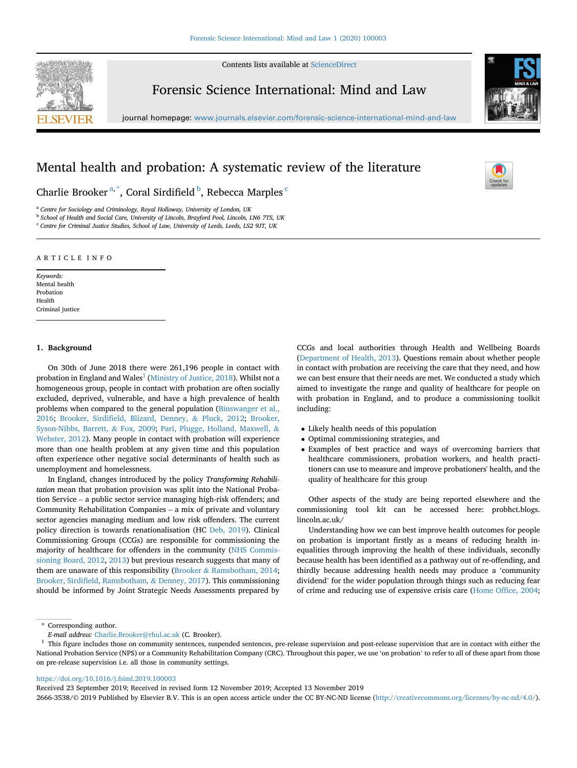# Mental health and probation: A systematic review of the literature

Charlie Brooker[a,*], Coral Sirdifield[b], Rebecca Marples[c]

[a] Centre for Sociology and Criminology, Royal Holloway, University of London, UK
[b] School of Health and Social Care, University of Lincoln, Brayford Pool, Lincoln, LN6 7TS, UK
[c] Centre for Criminal Justice Studies, School of Law, University of Leeds, Leeds, LS2 9JT, UK

ARTICLE INFO

*Keywords:*
Mental health
Probation
Health
Criminal justice

## 1. Background

On 30th of June 2018 there were 261,196 people in contact with probation in England and Wales[1] (Ministry of Justice, 2018). Whilst not a homogeneous group, people in contact with probation are often socially excluded, deprived, vulnerable, and have a high prevalence of health problems when compared to the general population (Binswanger et al., 2016; Brooker, Sirdifield, Blizard, Denney, & Pluck, 2012; Brooker, Syson-Nibbs, Barrett, & Fox, 2009; Pari, Plugge, Holland, Maxwell, & Webster, 2012). Many people in contact with probation will experience more than one health problem at any given time and this population often experience other negative social determinants of health such as unemployment and homelessness.

In England, changes introduced by the policy *Transforming Rehabilitation* mean that probation provision was split into the National Probation Service – a public sector service managing high-risk offenders; and Community Rehabilitation Companies – a mix of private and voluntary sector agencies managing medium and low risk offenders. The current policy direction is towards renationalisation (HC Deb, 2019). Clinical Commissioning Groups (CCGs) are responsible for commissioning the majority of healthcare for offenders in the community (NHS Commissioning Board, 2012, 2013) but previous research suggests that many of them are unaware of this responsibility (Brooker & Ramsbotham, 2014; Brooker, Sirdifield, Ramsbotham, & Denney, 2017). This commissioning should be informed by Joint Strategic Needs Assessments prepared by CCGs and local authorities through Health and Wellbeing Boards (Department of Health, 2013). Questions remain about whether people in contact with probation are receiving the care that they need, and how we can best ensure that their needs are met. We conducted a study which aimed to investigate the range and quality of healthcare for people on with probation in England, and to produce a commissioning toolkit including:

- Likely health needs of this population
- Optimal commissioning strategies, and
- Examples of best practice and ways of overcoming barriers that healthcare commissioners, probation workers, and health practitioners can use to measure and improve probationers' health, and the quality of healthcare for this group

Other aspects of the study are being reported elsewhere and the commissioning tool kit can be accessed here: probhct.blogs.lincoln.ac.uk/

Understanding how we can best improve health outcomes for people on probation is important firstly as a means of reducing health inequalities through improving the health of these individuals, secondly because health has been identified as a pathway out of re-offending, and thirdly because addressing health needs may produce a 'community dividend' for the wider population through things such as reducing fear of crime and reducing use of expensive crisis care (Home Office, 2004;

* Corresponding author.
*E-mail address:* Charlie.Brooker@rhul.ac.uk (C. Brooker).

[1] This figure includes those on community sentences, suspended sentences, pre-release supervision and post-release supervision that are in contact with either the National Probation Service (NPS) or a Community Rehabilitation Company (CRC). Throughout this paper, we use 'on probation' to refer to all of these apart from those on pre-release supervision i.e. all those in community settings.

https://doi.org/10.1016/j.fsiml.2019.100003
Received 23 September 2019; Received in revised form 12 November 2019; Accepted 13 November 2019
2666-3538/© 2019 Published by Elsevier B.V. This is an open access article under the CC BY-NC-ND license (http://creativecommons.org/licenses/by-nc-nd/4.0/).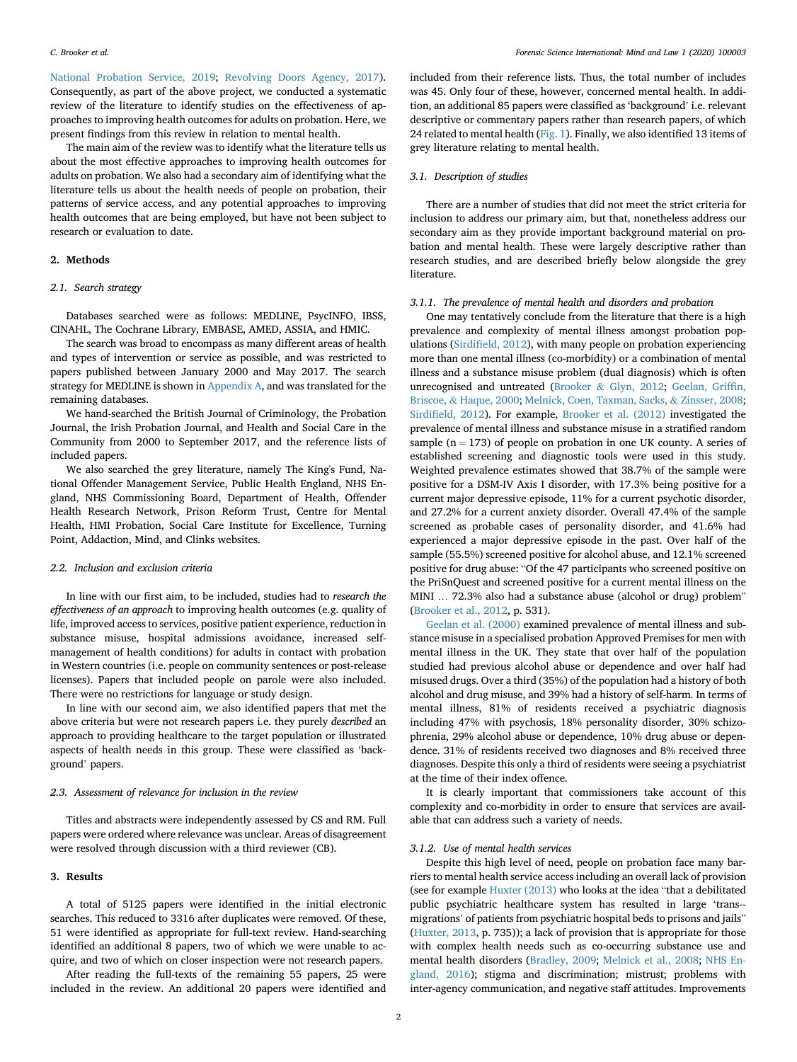National Probation Service, 2019; Revolving Doors Agency, 2017). Consequently, as part of the above project, we conducted a systematic review of the literature to identify studies on the effectiveness of approaches to improving health outcomes for adults on probation. Here, we present findings from this review in relation to mental health.

The main aim of the review was to identify what the literature tells us about the most effective approaches to improving health outcomes for adults on probation. We also had a secondary aim of identifying what the literature tells us about the health needs of people on probation, their patterns of service access, and any potential approaches to improving health outcomes that are being employed, but have not been subject to research or evaluation to date.

## 2. Methods

### 2.1. Search strategy

Databases searched were as follows: MEDLINE, PsycINFO, IBSS, CINAHL, The Cochrane Library, EMBASE, AMED, ASSIA, and HMIC.

The search was broad to encompass as many different areas of health and types of intervention or service as possible, and was restricted to papers published between January 2000 and May 2017. The search strategy for MEDLINE is shown in Appendix A, and was translated for the remaining databases.

We hand-searched the British Journal of Criminology, the Probation Journal, the Irish Probation Journal, and Health and Social Care in the Community from 2000 to September 2017, and the reference lists of included papers.

We also searched the grey literature, namely The King's Fund, National Offender Management Service, Public Health England, NHS England, NHS Commissioning Board, Department of Health, Offender Health Research Network, Prison Reform Trust, Centre for Mental Health, HMI Probation, Social Care Institute for Excellence, Turning Point, Addaction, Mind, and Clinks websites.

### 2.2. Inclusion and exclusion criteria

In line with our first aim, to be included, studies had to *research the effectiveness of an approach* to improving health outcomes (e.g. quality of life, improved access to services, positive patient experience, reduction in substance misuse, hospital admissions avoidance, increased self-management of health conditions) for adults in contact with probation in Western countries (i.e. people on community sentences or post-release licenses). Papers that included people on parole were also included. There were no restrictions for language or study design.

In line with our second aim, we also identified papers that met the above criteria but were not research papers i.e. they purely *described* an approach to providing healthcare to the target population or illustrated aspects of health needs in this group. These were classified as 'background' papers.

### 2.3. Assessment of relevance for inclusion in the review

Titles and abstracts were independently assessed by CS and RM. Full papers were ordered where relevance was unclear. Areas of disagreement were resolved through discussion with a third reviewer (CB).

## 3. Results

A total of 5125 papers were identified in the initial electronic searches. This reduced to 3316 after duplicates were removed. Of these, 51 were identified as appropriate for full-text review. Hand-searching identified an additional 8 papers, two of which we were unable to acquire, and two of which on closer inspection were not research papers.

After reading the full-texts of the remaining 55 papers, 25 were included in the review. An additional 20 papers were identified and included from their reference lists. Thus, the total number of includes was 45. Only four of these, however, concerned mental health. In addition, an additional 85 papers were classified as 'background' i.e. relevant descriptive or commentary papers rather than research papers, of which 24 related to mental health (Fig. 1). Finally, we also identified 13 items of grey literature relating to mental health.

### 3.1. Description of studies

There are a number of studies that did not meet the strict criteria for inclusion to address our primary aim, but that, nonetheless address our secondary aim as they provide important background material on probation and mental health. These were largely descriptive rather than research studies, and are described briefly below alongside the grey literature.

#### 3.1.1. The prevalence of mental health and disorders and probation

One may tentatively conclude from the literature that there is a high prevalence and complexity of mental illness amongst probation populations (Sirdifield, 2012), with many people on probation experiencing more than one mental illness (co-morbidity) or a combination of mental illness and a substance misuse problem (dual diagnosis) which is often unrecognised and untreated (Brooker & Glyn, 2012; Geelan, Griffin, Briscoe, & Haque, 2000; Melnick, Coen, Taxman, Sacks, & Zinsser, 2008; Sirdifield, 2012). For example, Brooker et al. (2012) investigated the prevalence of mental illness and substance misuse in a stratified random sample (n = 173) of people on probation in one UK county. A series of established screening and diagnostic tools were used in this study. Weighted prevalence estimates showed that 38.7% of the sample were positive for a DSM-IV Axis I disorder, with 17.3% being positive for a current major depressive episode, 11% for a current psychotic disorder, and 27.2% for a current anxiety disorder. Overall 47.4% of the sample screened as probable cases of personality disorder, and 41.6% had experienced a major depressive episode in the past. Over half of the sample (55.5%) screened positive for alcohol abuse, and 12.1% screened positive for drug abuse: "Of the 47 participants who screened positive on the PriSnQuest and screened positive for a current mental illness on the MINI … 72.3% also had a substance abuse (alcohol or drug) problem" (Brooker et al., 2012, p. 531).

Geelan et al. (2000) examined prevalence of mental illness and substance misuse in a specialised probation Approved Premises for men with mental illness in the UK. They state that over half of the population studied had previous alcohol abuse or dependence and over half had misused drugs. Over a third (35%) of the population had a history of both alcohol and drug misuse, and 39% had a history of self-harm. In terms of mental illness, 81% of residents received a psychiatric diagnosis including 47% with psychosis, 18% personality disorder, 30% schizophrenia, 29% alcohol abuse or dependence, 10% drug abuse or dependence. 31% of residents received two diagnoses and 8% received three diagnoses. Despite this only a third of residents were seeing a psychiatrist at the time of their index offence.

It is clearly important that commissioners take account of this complexity and co-morbidity in order to ensure that services are available that can address such a variety of needs.

#### 3.1.2. Use of mental health services

Despite this high level of need, people on probation face many barriers to mental health service access including an overall lack of provision (see for example Huxter (2013) who looks at the idea "that a debilitated public psychiatric healthcare system has resulted in large 'trans-migrations' of patients from psychiatric hospital beds to prisons and jails" (Huxter, 2013, p. 735)); a lack of provision that is appropriate for those with complex health needs such as co-occurring substance use and mental health disorders (Bradley, 2009; Melnick et al., 2008; NHS England, 2016); stigma and discrimination; mistrust; problems with inter-agency communication, and negative staff attitudes. Improvements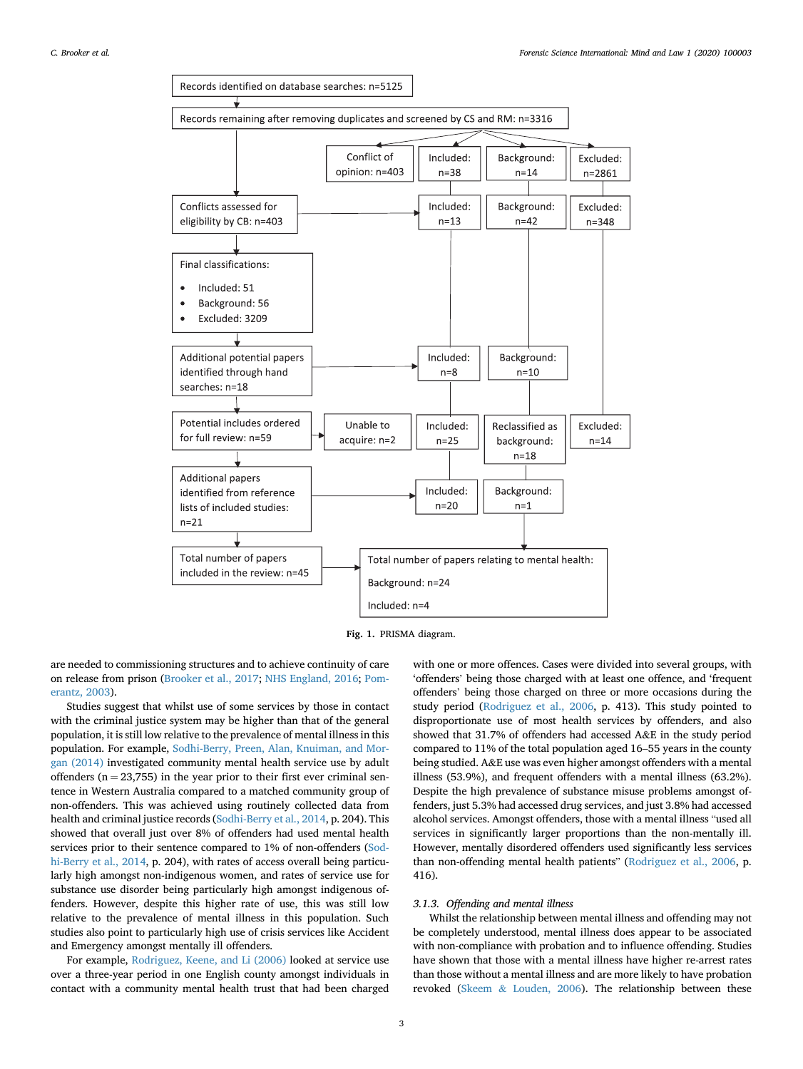Records identified on database searches: n=5125

Records remaining after removing duplicates and screened by CS and RM: n=3316

Conflict of opinion: n=403

Included: n=38

Background: n=14

Excluded: n=2861

Conflicts assessed for eligibility by CB: n=403

Included: n=13

Background: n=42

Excluded: n=348

Final classifications:

- Included: 51
- Background: 56
- Excluded: 3209

Additional potential papers identified through hand searches: n=18

Included: n=8

Background: n=10

Potential includes ordered for full review: n=59

Unable to acquire: n=2

Included: n=25

Reclassified as background: n=18

Excluded: n=14

Additional papers identified from reference lists of included studies: n=21

Included: n=20

Background: n=1

Total number of papers included in the review: n=45

Total number of papers relating to mental health:

Background: n=24

Included: n=4

**Fig. 1.** PRISMA diagram.

are needed to commissioning structures and to achieve continuity of care on release from prison (Brooker et al., 2017; NHS England, 2016; Pomerantz, 2003).

Studies suggest that whilst use of some services by those in contact with the criminal justice system may be higher than that of the general population, it is still low relative to the prevalence of mental illness in this population. For example, Sodhi-Berry, Preen, Alan, Knuiman, and Morgan (2014) investigated community mental health service use by adult offenders (n = 23,755) in the year prior to their first ever criminal sentence in Western Australia compared to a matched community group of non-offenders. This was achieved using routinely collected data from health and criminal justice records (Sodhi-Berry et al., 2014, p. 204). This showed that overall just over 8% of offenders had used mental health services prior to their sentence compared to 1% of non-offenders (Sodhi-Berry et al., 2014, p. 204), with rates of access overall being particularly high amongst non-indigenous women, and rates of service use for substance use disorder being particularly high amongst indigenous offenders. However, despite this higher rate of use, this was still low relative to the prevalence of mental illness in this population. Such studies also point to particularly high use of crisis services like Accident and Emergency amongst mentally ill offenders.

For example, Rodriguez, Keene, and Li (2006) looked at service use over a three-year period in one English county amongst individuals in contact with a community mental health trust that had been charged with one or more offences. Cases were divided into several groups, with 'offenders' being those charged with at least one offence, and 'frequent offenders' being those charged on three or more occasions during the study period (Rodriguez et al., 2006, p. 413). This study pointed to disproportionate use of most health services by offenders, and also showed that 31.7% of offenders had accessed A&E in the study period compared to 11% of the total population aged 16–55 years in the county being studied. A&E use was even higher amongst offenders with a mental illness (53.9%), and frequent offenders with a mental illness (63.2%). Despite the high prevalence of substance misuse problems amongst offenders, just 5.3% had accessed drug services, and just 3.8% had accessed alcohol services. Amongst offenders, those with a mental illness "used all services in significantly larger proportions than the non-mentally ill. However, mentally disordered offenders used significantly less services than non-offending mental health patients" (Rodriguez et al., 2006, p. 416).

#### 3.1.3. Offending and mental illness

Whilst the relationship between mental illness and offending may not be completely understood, mental illness does appear to be associated with non-compliance with probation and to influence offending. Studies have shown that those with a mental illness have higher re-arrest rates than those without a mental illness and are more likely to have probation revoked (Skeem & Louden, 2006). The relationship between these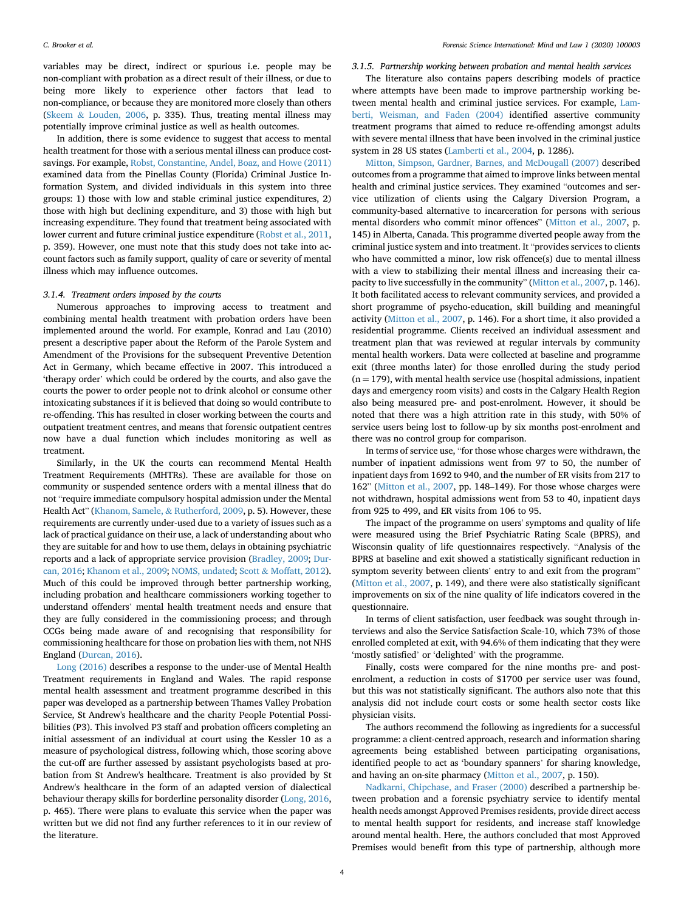variables may be direct, indirect or spurious i.e. people may be non-compliant with probation as a direct result of their illness, or due to being more likely to experience other factors that lead to non-compliance, or because they are monitored more closely than others (Skeem & Louden, 2006, p. 335). Thus, treating mental illness may potentially improve criminal justice as well as health outcomes.

In addition, there is some evidence to suggest that access to mental health treatment for those with a serious mental illness can produce cost-savings. For example, Robst, Constantine, Andel, Boaz, and Howe (2011) examined data from the Pinellas County (Florida) Criminal Justice Information System, and divided individuals in this system into three groups: 1) those with low and stable criminal justice expenditures, 2) those with high but declining expenditure, and 3) those with high but increasing expenditure. They found that treatment being associated with lower current and future criminal justice expenditure (Robst et al., 2011, p. 359). However, one must note that this study does not take into account factors such as family support, quality of care or severity of mental illness which may influence outcomes.

#### 3.1.4. Treatment orders imposed by the courts

Numerous approaches to improving access to treatment and combining mental health treatment with probation orders have been implemented around the world. For example, Konrad and Lau (2010) present a descriptive paper about the Reform of the Parole System and Amendment of the Provisions for the subsequent Preventive Detention Act in Germany, which became effective in 2007. This introduced a 'therapy order' which could be ordered by the courts, and also gave the courts the power to order people not to drink alcohol or consume other intoxicating substances if it is believed that doing so would contribute to re-offending. This has resulted in closer working between the courts and outpatient treatment centres, and means that forensic outpatient centres now have a dual function which includes monitoring as well as treatment.

Similarly, in the UK the courts can recommend Mental Health Treatment Requirements (MHTRs). These are available for those on community or suspended sentence orders with a mental illness that do not "require immediate compulsory hospital admission under the Mental Health Act" (Khanom, Samele, & Rutherford, 2009, p. 5). However, these requirements are currently under-used due to a variety of issues such as a lack of practical guidance on their use, a lack of understanding about who they are suitable for and how to use them, delays in obtaining psychiatric reports and a lack of appropriate service provision (Bradley, 2009; Durcan, 2016; Khanom et al., 2009; NOMS, undated; Scott & Moffatt, 2012). Much of this could be improved through better partnership working, including probation and healthcare commissioners working together to understand offenders' mental health treatment needs and ensure that they are fully considered in the commissioning process; and through CCGs being made aware of and recognising that responsibility for commissioning healthcare for those on probation lies with them, not NHS England (Durcan, 2016).

Long (2016) describes a response to the under-use of Mental Health Treatment requirements in England and Wales. The rapid response mental health assessment and treatment programme described in this paper was developed as a partnership between Thames Valley Probation Service, St Andrew's healthcare and the charity People Potential Possibilities (P3). This involved P3 staff and probation officers completing an initial assessment of an individual at court using the Kessler 10 as a measure of psychological distress, following which, those scoring above the cut-off are further assessed by assistant psychologists based at probation from St Andrew's healthcare. Treatment is also provided by St Andrew's healthcare in the form of an adapted version of dialectical behaviour therapy skills for borderline personality disorder (Long, 2016, p. 465). There were plans to evaluate this service when the paper was written but we did not find any further references to it in our review of the literature.

#### 3.1.5. Partnership working between probation and mental health services

The literature also contains papers describing models of practice where attempts have been made to improve partnership working between mental health and criminal justice services. For example, Lamberti, Weisman, and Faden (2004) identified assertive community treatment programs that aimed to reduce re-offending amongst adults with severe mental illness that have been involved in the criminal justice system in 28 US states (Lamberti et al., 2004, p. 1286).

Mitton, Simpson, Gardner, Barnes, and McDougall (2007) described outcomes from a programme that aimed to improve links between mental health and criminal justice services. They examined "outcomes and service utilization of clients using the Calgary Diversion Program, a community-based alternative to incarceration for persons with serious mental disorders who commit minor offences" (Mitton et al., 2007, p. 145) in Alberta, Canada. This programme diverted people away from the criminal justice system and into treatment. It "provides services to clients who have committed a minor, low risk offence(s) due to mental illness with a view to stabilizing their mental illness and increasing their capacity to live successfully in the community" (Mitton et al., 2007, p. 146). It both facilitated access to relevant community services, and provided a short programme of psycho-education, skill building and meaningful activity (Mitton et al., 2007, p. 146). For a short time, it also provided a residential programme. Clients received an individual assessment and treatment plan that was reviewed at regular intervals by community mental health workers. Data were collected at baseline and programme exit (three months later) for those enrolled during the study period (n = 179), with mental health service use (hospital admissions, inpatient days and emergency room visits) and costs in the Calgary Health Region also being measured pre- and post-enrolment. However, it should be noted that there was a high attrition rate in this study, with 50% of service users being lost to follow-up by six months post-enrolment and there was no control group for comparison.

In terms of service use, "for those whose charges were withdrawn, the number of inpatient admissions went from 97 to 50, the number of inpatient days from 1692 to 940, and the number of ER visits from 217 to 162" (Mitton et al., 2007, pp. 148–149). For those whose charges were not withdrawn, hospital admissions went from 53 to 40, inpatient days from 925 to 499, and ER visits from 106 to 95.

The impact of the programme on users' symptoms and quality of life were measured using the Brief Psychiatric Rating Scale (BPRS), and Wisconsin quality of life questionnaires respectively. "Analysis of the BPRS at baseline and exit showed a statistically significant reduction in symptom severity between clients' entry to and exit from the program" (Mitton et al., 2007, p. 149), and there were also statistically significant improvements on six of the nine quality of life indicators covered in the questionnaire.

In terms of client satisfaction, user feedback was sought through interviews and also the Service Satisfaction Scale-10, which 73% of those enrolled completed at exit, with 94.6% of them indicating that they were 'mostly satisfied' or 'delighted' with the programme.

Finally, costs were compared for the nine months pre- and post-enrolment, a reduction in costs of $1700 per service user was found, but this was not statistically significant. The authors also note that this analysis did not include court costs or some health sector costs like physician visits.

The authors recommend the following as ingredients for a successful programme: a client-centred approach, research and information sharing agreements being established between participating organisations, identified people to act as 'boundary spanners' for sharing knowledge, and having an on-site pharmacy (Mitton et al., 2007, p. 150).

Nadkarni, Chipchase, and Fraser (2000) described a partnership between probation and a forensic psychiatry service to identify mental health needs amongst Approved Premises residents, provide direct access to mental health support for residents, and increase staff knowledge around mental health. Here, the authors concluded that most Approved Premises would benefit from this type of partnership, although more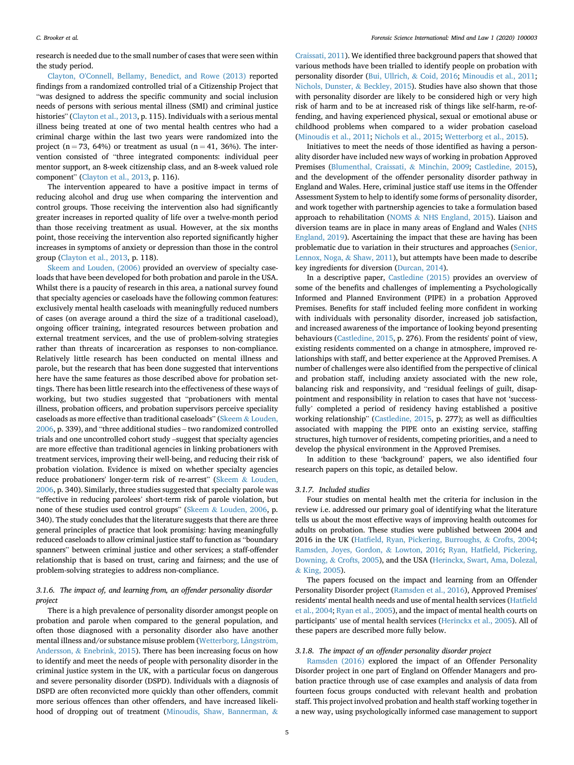research is needed due to the small number of cases that were seen within the study period.

Clayton, O'Connell, Bellamy, Benedict, and Rowe (2013) reported findings from a randomized controlled trial of a Citizenship Project that "was designed to address the specific community and social inclusion needs of persons with serious mental illness (SMI) and criminal justice histories" (Clayton et al., 2013, p. 115). Individuals with a serious mental illness being treated at one of two mental health centres who had a criminal charge within the last two years were randomized into the project (n = 73, 64%) or treatment as usual (n = 41, 36%). The intervention consisted of "three integrated components: individual peer mentor support, an 8-week citizenship class, and an 8-week valued role component" (Clayton et al., 2013, p. 116).

The intervention appeared to have a positive impact in terms of reducing alcohol and drug use when comparing the intervention and control groups. Those receiving the intervention also had significantly greater increases in reported quality of life over a twelve-month period than those receiving treatment as usual. However, at the six months point, those receiving the intervention also reported significantly higher increases in symptoms of anxiety or depression than those in the control group (Clayton et al., 2013, p. 118).

Skeem and Louden, (2006) provided an overview of specialty caseloads that have been developed for both probation and parole in the USA. Whilst there is a paucity of research in this area, a national survey found that specialty agencies or caseloads have the following common features: exclusively mental health caseloads with meaningfully reduced numbers of cases (on average around a third the size of a traditional caseload), ongoing officer training, integrated resources between probation and external treatment services, and the use of problem-solving strategies rather than threats of incarceration as responses to non-compliance. Relatively little research has been conducted on mental illness and parole, but the research that has been done suggested that interventions here have the same features as those described above for probation settings. There has been little research into the effectiveness of these ways of working, but two studies suggested that "probationers with mental illness, probation officers, and probation supervisors perceive speciality caseloads as more effective than traditional caseloads" (Skeem & Louden, 2006, p. 339), and "three additional studies – two randomized controlled trials and one uncontrolled cohort study –suggest that specialty agencies are more effective than traditional agencies in linking probationers with treatment services, improving their well-being, and reducing their risk of probation violation. Evidence is mixed on whether specialty agencies reduce probationers' longer-term risk of re-arrest" (Skeem & Louden, 2006, p. 340). Similarly, three studies suggested that specialty parole was "effective in reducing parolees' short-term risk of parole violation, but none of these studies used control groups" (Skeem & Louden, 2006, p. 340). The study concludes that the literature suggests that there are three general principles of practice that look promising: having meaningfully reduced caseloads to allow criminal justice staff to function as "boundary spanners" between criminal justice and other services; a staff-offender relationship that is based on trust, caring and fairness; and the use of problem-solving strategies to address non-compliance.

### *3.1.6. The impact of, and learning from, an offender personality disorder project*

There is a high prevalence of personality disorder amongst people on probation and parole when compared to the general population, and often those diagnosed with a personality disorder also have another mental illness and/or substance misuse problem (Wetterborg, Långström, Andersson, & Enebrink, 2015). There has been increasing focus on how to identify and meet the needs of people with personality disorder in the criminal justice system in the UK, with a particular focus on dangerous and severe personality disorder (DSPD). Individuals with a diagnosis of DSPD are often reconvicted more quickly than other offenders, commit more serious offences than other offenders, and have increased likelihood of dropping out of treatment (Minoudis, Shaw, Bannerman, & Craissati, 2011). We identified three background papers that showed that various methods have been trialled to identify people on probation with personality disorder (Bui, Ullrich, & Coid, 2016; Minoudis et al., 2011; Nichols, Dunster, & Beckley, 2015). Studies have also shown that those with personality disorder are likely to be considered high or very high risk of harm and to be at increased risk of things like self-harm, re-offending, and having experienced physical, sexual or emotional abuse or childhood problems when compared to a wider probation caseload (Minoudis et al., 2011; Nichols et al., 2015; Wetterborg et al., 2015).

Initiatives to meet the needs of those identified as having a personality disorder have included new ways of working in probation Approved Premises (Blumenthal, Craissati, & Minchin, 2009; Castledine, 2015), and the development of the offender personality disorder pathway in England and Wales. Here, criminal justice staff use items in the Offender Assessment System to help to identify some forms of personality disorder, and work together with partnership agencies to take a formulation based approach to rehabilitation (NOMS & NHS England, 2015). Liaison and diversion teams are in place in many areas of England and Wales (NHS England, 2019). Ascertaining the impact that these are having has been problematic due to variation in their structures and approaches (Senior, Lennox, Noga, & Shaw, 2011), but attempts have been made to describe key ingredients for diversion (Durcan, 2014).

In a descriptive paper, Castledine (2015) provides an overview of some of the benefits and challenges of implementing a Psychologically Informed and Planned Environment (PIPE) in a probation Approved Premises. Benefits for staff included feeling more confident in working with individuals with personality disorder, increased job satisfaction, and increased awareness of the importance of looking beyond presenting behaviours (Castledine, 2015, p. 276). From the residents' point of view, existing residents commented on a change in atmosphere, improved relationships with staff, and better experience at the Approved Premises. A number of challenges were also identified from the perspective of clinical and probation staff, including anxiety associated with the new role, balancing risk and responsivity, and "residual feelings of guilt, disappointment and responsibility in relation to cases that have not 'successfully' completed a period of residency having established a positive working relationship" (Castledine, 2015, p. 277); as well as difficulties associated with mapping the PIPE onto an existing service, staffing structures, high turnover of residents, competing priorities, and a need to develop the physical environment in the Approved Premises.

In addition to these 'background' papers, we also identified four research papers on this topic, as detailed below.

### *3.1.7. Included studies*

Four studies on mental health met the criteria for inclusion in the review i.e. addressed our primary goal of identifying what the literature tells us about the most effective ways of improving health outcomes for adults on probation. These studies were published between 2004 and 2016 in the UK (Hatfield, Ryan, Pickering, Burroughs, & Crofts, 2004; Ramsden, Joyes, Gordon, & Lowton, 2016; Ryan, Hatfield, Pickering, Downing, & Crofts, 2005), and the USA (Herinckx, Swart, Ama, Dolezal, & King, 2005).

The papers focused on the impact and learning from an Offender Personality Disorder project (Ramsden et al., 2016), Approved Premises' residents' mental health needs and use of mental health services (Hatfield et al., 2004; Ryan et al., 2005), and the impact of mental health courts on participants' use of mental health services (Herinckx et al., 2005). All of these papers are described more fully below.

### *3.1.8. The impact of an offender personality disorder project*

Ramsden (2016) explored the impact of an Offender Personality Disorder project in one part of England on Offender Managers and probation practice through use of case examples and analysis of data from fourteen focus groups conducted with relevant health and probation staff. This project involved probation and health staff working together in a new way, using psychologically informed case management to support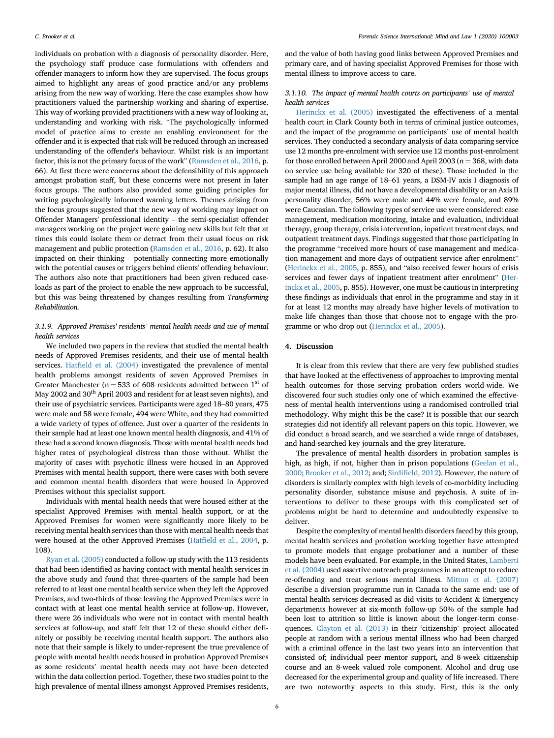individuals on probation with a diagnosis of personality disorder. Here, the psychology staff produce case formulations with offenders and offender managers to inform how they are supervised. The focus groups aimed to highlight any areas of good practice and/or any problems arising from the new way of working. Here the case examples show how practitioners valued the partnership working and sharing of expertise. This way of working provided practitioners with a new way of looking at, understanding and working with risk. "The psychologically informed model of practice aims to create an enabling environment for the offender and it is expected that risk will be reduced through an increased understanding of the offender's behaviour. Whilst risk is an important factor, this is not the primary focus of the work" (Ramsden et al., 2016, p. 66). At first there were concerns about the defensibility of this approach amongst probation staff, but these concerns were not present in later focus groups. The authors also provided some guiding principles for writing psychologically informed warning letters. Themes arising from the focus groups suggested that the new way of working may impact on Offender Managers' professional identity – the semi-specialist offender managers working on the project were gaining new skills but felt that at times this could isolate them or detract from their usual focus on risk management and public protection (Ramsden et al., 2016, p. 62). It also impacted on their thinking – potentially connecting more emotionally with the potential causes or triggers behind clients' offending behaviour. The authors also note that practitioners had been given reduced caseloads as part of the project to enable the new approach to be successful, but this was being threatened by changes resulting from *Transforming Rehabilitation*.

### *3.1.9. Approved Premises' residents' mental health needs and use of mental health services*

We included two papers in the review that studied the mental health needs of Approved Premises residents, and their use of mental health services. Hatfield et al. (2004) investigated the prevalence of mental health problems amongst residents of seven Approved Premises in Greater Manchester (n = 533 of 608 residents admitted between 1st of May 2002 and 30th April 2003 and resident for at least seven nights), and their use of psychiatric services. Participants were aged 18–80 years, 475 were male and 58 were female, 494 were White, and they had committed a wide variety of types of offence. Just over a quarter of the residents in their sample had at least one known mental health diagnosis, and 41% of these had a second known diagnosis. Those with mental health needs had higher rates of psychological distress than those without. Whilst the majority of cases with psychotic illness were housed in an Approved Premises with mental health support, there were cases with both severe and common mental health disorders that were housed in Approved Premises without this specialist support.

Individuals with mental health needs that were housed either at the specialist Approved Premises with mental health support, or at the Approved Premises for women were significantly more likely to be receiving mental health services than those with mental health needs that were housed at the other Approved Premises (Hatfield et al., 2004, p. 108).

Ryan et al. (2005) conducted a follow-up study with the 113 residents that had been identified as having contact with mental health services in the above study and found that three-quarters of the sample had been referred to at least one mental health service when they left the Approved Premises, and two-thirds of those leaving the Approved Premises were in contact with at least one mental health service at follow-up. However, there were 26 individuals who were not in contact with mental health services at follow-up, and staff felt that 12 of these should either definitely or possibly be receiving mental health support. The authors also note that their sample is likely to under-represent the true prevalence of people with mental health needs housed in probation Approved Premises as some residents' mental health needs may not have been detected within the data collection period. Together, these two studies point to the high prevalence of mental illness amongst Approved Premises residents, and the value of both having good links between Approved Premises and primary care, and of having specialist Approved Premises for those with mental illness to improve access to care.

### *3.1.10. The impact of mental health courts on participants' use of mental health services*

Herinckx et al. (2005) investigated the effectiveness of a mental health court in Clark County both in terms of criminal justice outcomes, and the impact of the programme on participants' use of mental health services. They conducted a secondary analysis of data comparing service use 12 months pre-enrolment with service use 12 months post-enrolment for those enrolled between April 2000 and April 2003 (n = 368, with data on service use being available for 320 of these). Those included in the sample had an age range of 18–61 years, a DSM-IV axis I diagnosis of major mental illness, did not have a developmental disability or an Axis II personality disorder, 56% were male and 44% were female, and 89% were Caucasian. The following types of service use were considered: case management, medication monitoring, intake and evaluation, individual therapy, group therapy, crisis intervention, inpatient treatment days, and outpatient treatment days. Findings suggested that those participating in the programme "received more hours of case management and medication management and more days of outpatient service after enrolment" (Herinckx et al., 2005, p. 855), and "also received fewer hours of crisis services and fewer days of inpatient treatment after enrolment" (Herinckx et al., 2005, p. 855). However, one must be cautious in interpreting these findings as individuals that enrol in the programme and stay in it for at least 12 months may already have higher levels of motivation to make life changes than those that choose not to engage with the programme or who drop out (Herinckx et al., 2005).

## 4. Discussion

It is clear from this review that there are very few published studies that have looked at the effectiveness of approaches to improving mental health outcomes for those serving probation orders world-wide. We discovered four such studies only one of which examined the effectiveness of mental health interventions using a randomised controlled trial methodology. Why might this be the case? It is possible that our search strategies did not identify all relevant papers on this topic. However, we did conduct a broad search, and we searched a wide range of databases, and hand-searched key journals and the grey literature.

The prevalence of mental health disorders in probation samples is high, as high, if not, higher than in prison populations (Geelan et al., 2000; Brooker et al., 2012; and; Sirdifield, 2012). However, the nature of disorders is similarly complex with high levels of co-morbidity including personality disorder, substance misuse and psychosis. A suite of interventions to deliver to these groups with this complicated set of problems might be hard to determine and undoubtedly expensive to deliver.

Despite the complexity of mental health disorders faced by this group, mental health services and probation working together have attempted to promote models that engage probationer and a number of these models have been evaluated. For example, in the United States, Lamberti et al. (2004) used assertive outreach programmes in an attempt to reduce re-offending and treat serious mental illness. Mitton et al. (2007) describe a diversion programme run in Canada to the same end: use of mental health services decreased as did visits to Accident & Emergency departments however at six-month follow-up 50% of the sample had been lost to attrition so little is known about the longer-term consequences. Clayton et al. (2013) in their 'citizenship' project allocated people at random with a serious mental illness who had been charged with a criminal offence in the last two years into an intervention that consisted of; individual peer mentor support, and 8-week citizenship course and an 8-week valued role component. Alcohol and drug use decreased for the experimental group and quality of life increased. There are two noteworthy aspects to this study. First, this is the only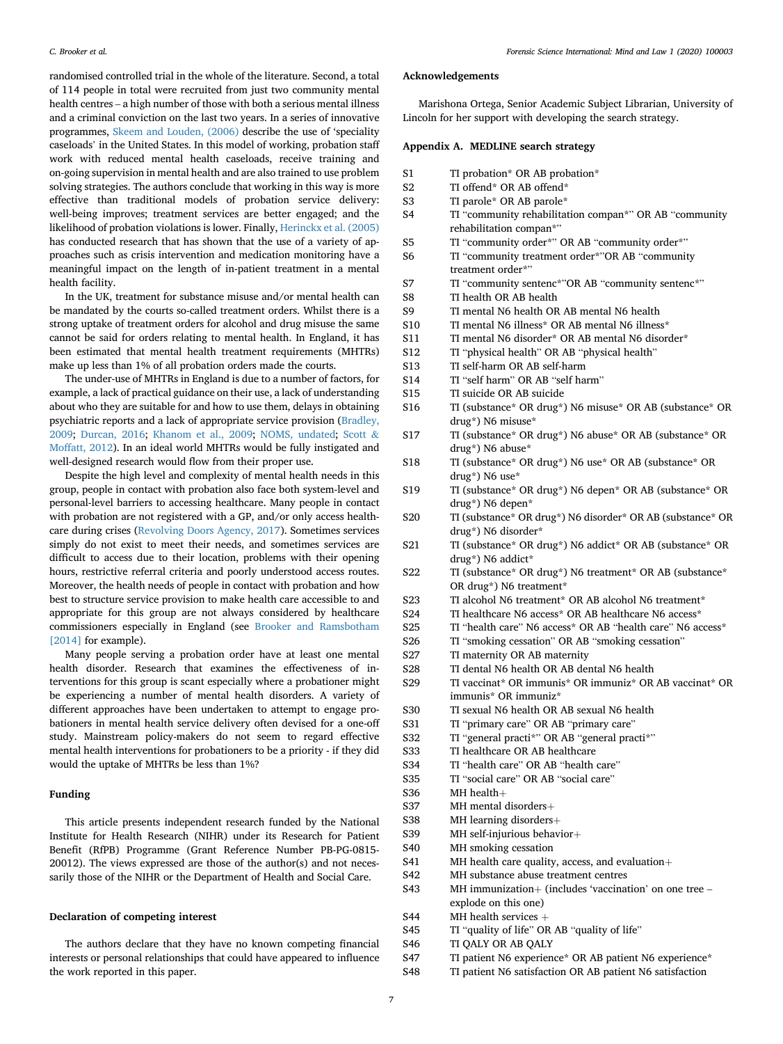randomised controlled trial in the whole of the literature. Second, a total of 114 people in total were recruited from just two community mental health centres – a high number of those with both a serious mental illness and a criminal conviction on the last two years. In a series of innovative programmes, Skeem and Louden, (2006) describe the use of 'speciality caseloads' in the United States. In this model of working, probation staff work with reduced mental health caseloads, receive training and on-going supervision in mental health and are also trained to use problem solving strategies. The authors conclude that working in this way is more effective than traditional models of probation service delivery: well-being improves; treatment services are better engaged; and the likelihood of probation violations is lower. Finally, Herinckx et al. (2005) has conducted research that has shown that the use of a variety of approaches such as crisis intervention and medication monitoring have a meaningful impact on the length of in-patient treatment in a mental health facility.

In the UK, treatment for substance misuse and/or mental health can be mandated by the courts so-called treatment orders. Whilst there is a strong uptake of treatment orders for alcohol and drug misuse the same cannot be said for orders relating to mental health. In England, it has been estimated that mental health treatment requirements (MHTRs) make up less than 1% of all probation orders made the courts.

The under-use of MHTRs in England is due to a number of factors, for example, a lack of practical guidance on their use, a lack of understanding about who they are suitable for and how to use them, delays in obtaining psychiatric reports and a lack of appropriate service provision (Bradley, 2009; Durcan, 2016; Khanom et al., 2009; NOMS, undated; Scott & Moffatt, 2012). In an ideal world MHTRs would be fully instigated and well-designed research would flow from their proper use.

Despite the high level and complexity of mental health needs in this group, people in contact with probation also face both system-level and personal-level barriers to accessing healthcare. Many people in contact with probation are not registered with a GP, and/or only access healthcare during crises (Revolving Doors Agency, 2017). Sometimes services simply do not exist to meet their needs, and sometimes services are difficult to access due to their location, problems with their opening hours, restrictive referral criteria and poorly understood access routes. Moreover, the health needs of people in contact with probation and how best to structure service provision to make health care accessible to and appropriate for this group are not always considered by healthcare commissioners especially in England (see Brooker and Ramsbotham [2014] for example).

Many people serving a probation order have at least one mental health disorder. Research that examines the effectiveness of interventions for this group is scant especially where a probationer might be experiencing a number of mental health disorders. A variety of different approaches have been undertaken to attempt to engage probationers in mental health service delivery often devised for a one-off study. Mainstream policy-makers do not seem to regard effective mental health interventions for probationers to be a priority - if they did would the uptake of MHTRs be less than 1%?

## Funding

This article presents independent research funded by the National Institute for Health Research (NIHR) under its Research for Patient Benefit (RfPB) Programme (Grant Reference Number PB-PG-0815-20012). The views expressed are those of the author(s) and not necessarily those of the NIHR or the Department of Health and Social Care.

## Declaration of competing interest

The authors declare that they have no known competing financial interests or personal relationships that could have appeared to influence the work reported in this paper.

## Acknowledgements

Marishona Ortega, Senior Academic Subject Librarian, University of Lincoln for her support with developing the search strategy.

## Appendix A. MEDLINE search strategy

| | |
|---|---|
| S1 | TI probation* OR AB probation* |
| S2 | TI offend* OR AB offend* |
| S3 | TI parole* OR AB parole* |
| S4 | TI "community rehabilitation compan*" OR AB "community rehabilitation compan*" |
| S5 | TI "community order*" OR AB "community order*" |
| S6 | TI "community treatment order*"OR AB "community treatment order*" |
| S7 | TI "community sentenc*"OR AB "community sentenc*" |
| S8 | TI health OR AB health |
| S9 | TI mental N6 health OR AB mental N6 health |
| S10 | TI mental N6 illness* OR AB mental N6 illness* |
| S11 | TI mental N6 disorder* OR AB mental N6 disorder* |
| S12 | TI "physical health" OR AB "physical health" |
| S13 | TI self-harm OR AB self-harm |
| S14 | TI "self harm" OR AB "self harm" |
| S15 | TI suicide OR AB suicide |
| S16 | TI (substance* OR drug*) N6 misuse* OR AB (substance* OR drug*) N6 misuse* |
| S17 | TI (substance* OR drug*) N6 abuse* OR AB (substance* OR drug*) N6 abuse* |
| S18 | TI (substance* OR drug*) N6 use* OR AB (substance* OR drug*) N6 use* |
| S19 | TI (substance* OR drug*) N6 depen* OR AB (substance* OR drug*) N6 depen* |
| S20 | TI (substance* OR drug*) N6 disorder* OR AB (substance* OR drug*) N6 disorder* |
| S21 | TI (substance* OR drug*) N6 addict* OR AB (substance* OR drug*) N6 addict* |
| S22 | TI (substance* OR drug*) N6 treatment* OR AB (substance* OR drug*) N6 treatment* |
| S23 | TI alcohol N6 treatment* OR AB alcohol N6 treatment* |
| S24 | TI healthcare N6 access* OR AB healthcare N6 access* |
| S25 | TI "health care" N6 access* OR AB "health care" N6 access* |
| S26 | TI "smoking cessation" OR AB "smoking cessation" |
| S27 | TI maternity OR AB maternity |
| S28 | TI dental N6 health OR AB dental N6 health |
| S29 | TI vaccinat* OR immunis* OR immuniz* OR AB vaccinat* OR immunis* OR immuniz* |
| S30 | TI sexual N6 health OR AB sexual N6 health |
| S31 | TI "primary care" OR AB "primary care" |
| S32 | TI "general practi*" OR AB "general practi*" |
| S33 | TI healthcare OR AB healthcare |
| S34 | TI "health care" OR AB "health care" |
| S35 | TI "social care" OR AB "social care" |
| S36 | MH health+ |
| S37 | MH mental disorders+ |
| S38 | MH learning disorders+ |
| S39 | MH self-injurious behavior+ |
| S40 | MH smoking cessation |
| S41 | MH health care quality, access, and evaluation+ |
| S42 | MH substance abuse treatment centres |
| S43 | MH immunization+ (includes 'vaccination' on one tree – explode on this one) |
| S44 | MH health services + |
| S45 | TI "quality of life" OR AB "quality of life" |
| S46 | TI QALY OR AB QALY |
| S47 | TI patient N6 experience* OR AB patient N6 experience* |
| S48 | TI patient N6 satisfaction OR AB patient N6 satisfaction |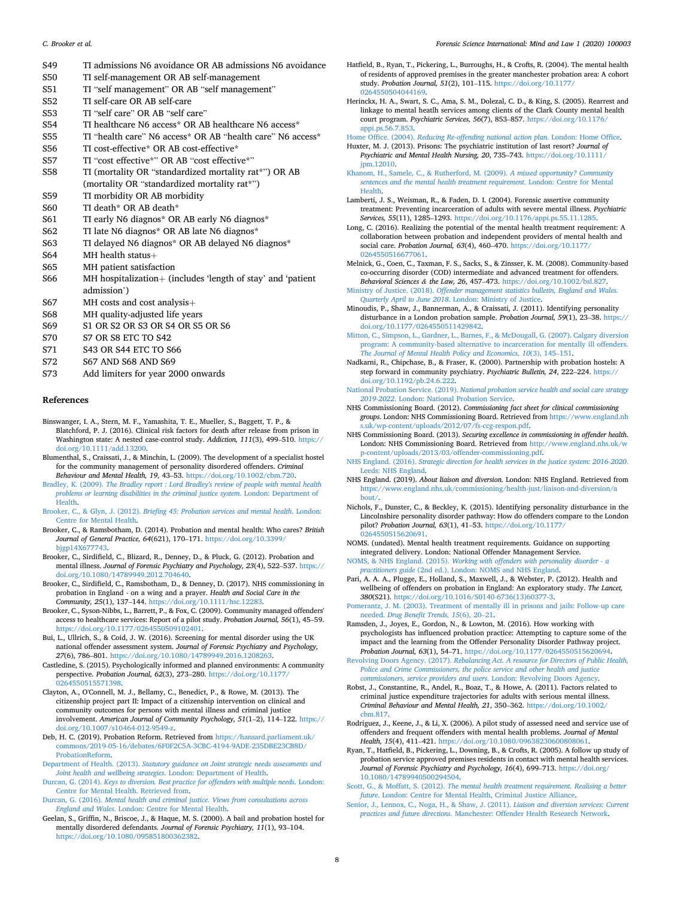| | |
|---|---|
| S49 | TI admissions N6 avoidance OR AB admissions N6 avoidance |
| S50 | TI self-management OR AB self-management |
| S51 | TI "self management" OR AB "self management" |
| S52 | TI self-care OR AB self-care |
| S53 | TI "self care" OR AB "self care" |
| S54 | TI healthcare N6 access* OR AB healthcare N6 access* |
| S55 | TI "health care" N6 access* OR AB "health care" N6 access* |
| S56 | TI cost-effective* OR AB cost-effective* |
| S57 | TI "cost effective*" OR AB "cost effective*" |
| S58 | TI (mortality OR "standardized mortality rat*") OR AB (mortality OR "standardized mortality rat*") |
| S59 | TI morbidity OR AB morbidity |
| S60 | TI death* OR AB death* |
| S61 | TI early N6 diagnos* OR AB early N6 diagnos* |
| S62 | TI late N6 diagnos* OR AB late N6 diagnos* |
| S63 | TI delayed N6 diagnos* OR AB delayed N6 diagnos* |
| S64 | MH health status+ |
| S65 | MH patient satisfaction |
| S66 | MH hospitalization+ (includes 'length of stay' and 'patient admission') |
| S67 | MH costs and cost analysis+ |
| S68 | MH quality-adjusted life years |
| S69 | S1 OR S2 OR S3 OR S4 OR S5 OR S6 |
| S70 | S7 OR S8 ETC TO S42 |
| S71 | S43 OR S44 ETC TO S66 |
| S72 | S67 AND S68 AND S69 |
| S73 | Add limiters for year 2000 onwards |

## References

Binswanger, I. A., Stern, M. F., Yamashita, T. E., Mueller, S., Baggett, T. P., & Blatchford, P. J. (2016). Clinical risk factors for death after release from prison in Washington state: A nested case-control study. *Addiction, 111*(3), 499–510. https://doi.org/10.1111/add.13200.

Blumenthal, S., Craissati, J., & Minchin, L. (2009). The development of a specialist hostel for the community management of personality disordered offenders. *Criminal Behaviour and Mental Health, 19*, 43–53. https://doi.org/10.1002/cbm.720.

Bradley, K. (2009). *The Bradley report : Lord Bradley's review of people with mental health problems or learning disabilities in the criminal justice system*. London: Department of Health.

Brooker, C., & Glyn, J. (2012). *Briefing 45: Probation services and mental health*. London: Centre for Mental Health.

Brooker, C., & Ramsbotham, D. (2014). Probation and mental health: Who cares? *British Journal of General Practice, 64*(621), 170–171. https://doi.org/10.3399/bjgp14X677743.

Brooker, C., Sirdifield, C., Blizard, R., Denney, D., & Pluck, G. (2012). Probation and mental illness. *Journal of Forensic Psychiatry and Psychology, 23*(4), 522–537. https://doi.org/10.1080/14789949.2012.704640.

Brooker, C., Sirdifield, C., Ramsbotham, D., & Denney, D. (2017). NHS commissioning in probation in England - on a wing and a prayer. *Health and Social Care in the Community, 25*(1), 137–144. https://doi.org/10.1111/hsc.12283.

Brooker, C., Syson-Nibbs, L., Barrett, P., & Fox, C. (2009). Community managed offenders' access to healthcare services: Report of a pilot study. *Probation Journal, 56*(1), 45–59. https://doi.org/10.1177/0264550509102401.

Bui, L., Ullrich, S., & Coid, J. W. (2016). Screening for mental disorder using the UK national offender assessment system. *Journal of Forensic Psychiatry and Psychology, 27*(6), 786–801. https://doi.org/10.1080/14789949.2016.1208263.

Castledine, S. (2015). Psychologically informed and planned environments: A community perspective. *Probation Journal, 62*(3), 273–280. https://doi.org/10.1177/0264550515571398.

Clayton, A., O'Connell, M. J., Bellamy, C., Benedict, P., & Rowe, M. (2013). The citizenship project part II: Impact of a citizenship intervention on clinical and community outcomes for persons with mental illness and criminal justice involvement. *American Journal of Community Psychology, 51*(1–2), 114–122. https://doi.org/10.1007/s10464-012-9549-z.

Deb, H. C. (2019). Probation Reform. Retrieved from https://hansard.parliament.uk/commons/2019-05-16/debates/6F0F2C5A-3CBC-4194-9ADE-235DBE23CB8D/ProbationReform.

Department of Health. (2013). *Statutory guidance on Joint strategic needs assessments and Joint health and wellbeing strategies*. London: Department of Health.

Durcan, G. (2014). *Keys to diversion. Best practice for offenders with multiple needs*. London: Centre for Mental Health. Retrieved from.

Durcan, G. (2016). *Mental health and criminal justice. Views from consultations across England and Wales*. London: Centre for Mental Health.

Geelan, S., Griffin, N., Briscoe, J., & Haque, M. S. (2000). A bail and probation hostel for mentally disordered defendants. *Journal of Forensic Psychiatry, 11*(1), 93–104. https://doi.org/10.1080/095851800362382.

Hatfield, B., Ryan, T., Pickering, L., Burroughs, H., & Crofts, R. (2004). The mental health of residents of approved premises in the greater manchester probation area: A cohort study. *Probation Journal, 51*(2), 101–115. https://doi.org/10.1177/0264550504044169.

Herinckx, H. A., Swart, S. C., Ama, S. M., Dolezal, C. D., & King, S. (2005). Rearrest and linkage to mental heatlh services among clients of the Clark County mental health court program. *Psychiatric Services, 56*(7), 853–857. https://doi.org/10.1176/appi.ps.56.7.853.

Home Office. (2004). *Reducing Re-offending national action plan*. London: Home Office.

Huxter, M. J. (2013). Prisons: The psychiatric institution of last resort? *Journal of Psychiatric and Mental Health Nursing, 20*, 735–743. https://doi.org/10.1111/jpm.12010.

Khanom, H., Samele, C., & Rutherford, M. (2009). *A missed opportunity? Community sentences and the mental health treatment requirement*. London: Centre for Mental Health.

Lamberti, J. S., Weisman, R., & Faden, D. I. (2004). Forensic assertive community treatment: Preventing incarceration of adults with severe mental illness. *Psychiatric Services, 55*(11), 1285–1293. https://doi.org/10.1176/appi.ps.55.11.1285.

Long, C. (2016). Realizing the potential of the mental health treatment requirement: A collaboration between probation and independent providers of mental health and social care. *Probation Journal, 63*(4), 460–470. https://doi.org/10.1177/0264550516677061.

Melnick, G., Coen, C., Taxman, F. S., Sacks, S., & Zinsser, K. M. (2008). Community-based co-occurring disorder (COD) intermediate and advanced treatment for offenders. *Behavioral Sciences & the Law, 26*, 457–473. https://doi.org/10.1002/bsl.827.

Ministry of Justice. (2018). *Offender management statistics bulletin, England and Wales. Quarterly April to June 2018*. London: Ministry of Justice.

Minoudis, P., Shaw, J., Bannerman, A., & Craissati, J. (2011). Identifying personality disturbance in a London probation sample. *Probation Journal, 59*(1), 23–38. https://doi.org/10.1177/0264550511429842.

Mitton, C., Simpson, L., Gardner, L., Barnes, F., & McDougall, G. (2007). Calgary diversion program: A community-based alternative to incarceration for mentally ill offenders. *The Journal of Mental Health Policy and Economics, 10*(3), 145–151.

Nadkarni, R., Chipchase, B., & Fraser, K. (2000). Partnership with probation hostels: A step forward in community psychiatry. *Psychiatric Bulletin, 24*, 222–224. https://doi.org/10.1192/pb.24.6.222.

National Probation Service. (2019). *National probation service health and social care strategy 2019-2022*. London: National Probation Service.

NHS Commissioning Board. (2012). *Commissioning fact sheet for clinical commissioning groups*. London: NHS Commissioning Board. Retrieved from https://www.england.nhs.uk/wp-content/uploads/2012/07/fs-ccg-respon.pdf.

NHS Commissioning Board. (2013). *Securing excellence in commissioning in offender health*. London: NHS Commissioning Board. Retrieved from http://www.england.nhs.uk/wp-content/uploads/2013/03/offender-commissioning.pdf.

NHS England. (2016). *Strategic direction for health services in the justice system: 2016-2020*. Leeds: NHS England.

NHS England. (2019). *About liaison and diversion*. London: NHS England. Retrieved from https://www.england.nhs.uk/commissioning/health-just/liaison-and-diversion/about/.

Nichols, F., Dunster, C., & Beckley, K. (2015). Identifying personality disturbance in the Lincolnshire personality disorder pathway: How do offenders compare to the London pilot? *Probation Journal, 63*(1), 41–53. https://doi.org/10.1177/0264550515620691.

NOMS. (undated). Mental health treatment requirements. Guidance on supporting integrated delivery. London: National Offender Management Service.

NOMS, & NHS England. (2015). *Working with offenders with personality disorder - a practitioners guide* (2nd ed.). London: NOMS and NHS England.

Pari, A. A. A., Plugge, E., Holland, S., Maxwell, J., & Webster, P. (2012). Health and wellbeing of offenders on probation in England: An exploratory study. *The Lancet, 380*(S21). https://doi.org/10.1016/S0140-6736(13)60377-3.

Pomerantz, J. M. (2003). Treatment of mentally ill in prisons and jails: Follow-up care needed. *Drug Benefit Trends, 15*(6), 20–21.

Ramsden, J., Joyes, E., Gordon, N., & Lowton, M. (2016). How working with psychologists has influenced probation practice: Attempting to capture some of the impact and the learning from the Offender Personality Disorder Pathway project. *Probation Journal, 63*(1), 54–71. https://doi.org/10.1177/0264550515620694.

Revolving Doors Agency. (2017). *Rebalancing Act. A resource for Directors of Public Health, Police and Crime Commissioners, the police service and other health and justice commissioners, service providers and users*. London: Revolving Doors Agency.

Robst, J., Constantine, R., Andel, R., Boaz, T., & Howe, A. (2011). Factors related to criminal justice expenditure trajectories for adults with serious mental illness. *Criminal Behaviour and Mental Health, 21*, 350–362. https://doi.org/10.1002/cbm.817.

Rodriguez, J., Keene, J., & Li, X. (2006). A pilot study of assessed need and service use of offenders and frequent offenders with mental health problems. *Journal of Mental Health, 15*(4), 411–421. https://doi.org/10.1080/09638230600808061.

Ryan, T., Hatfield, B., Pickering, L., Downing, B., & Crofts, R. (2005). A follow up study of probation service approved premises residents in contact with mental health services. *Journal of Forensic Psychiatry and Psychology, 16*(4), 699–713. https://doi.org/10.1080/14789940500294504.

Scott, G., & Moffatt, S. (2012). *The mental health treatment requirement. Realising a better future*. London: Centre for Mental Health, Criminal Justice Alliance.

Senior, J., Lennox, C., Noga, H., & Shaw, J. (2011). *Liaison and diversion services: Current practices and future directions*. Manchester: Offender Health Research Network.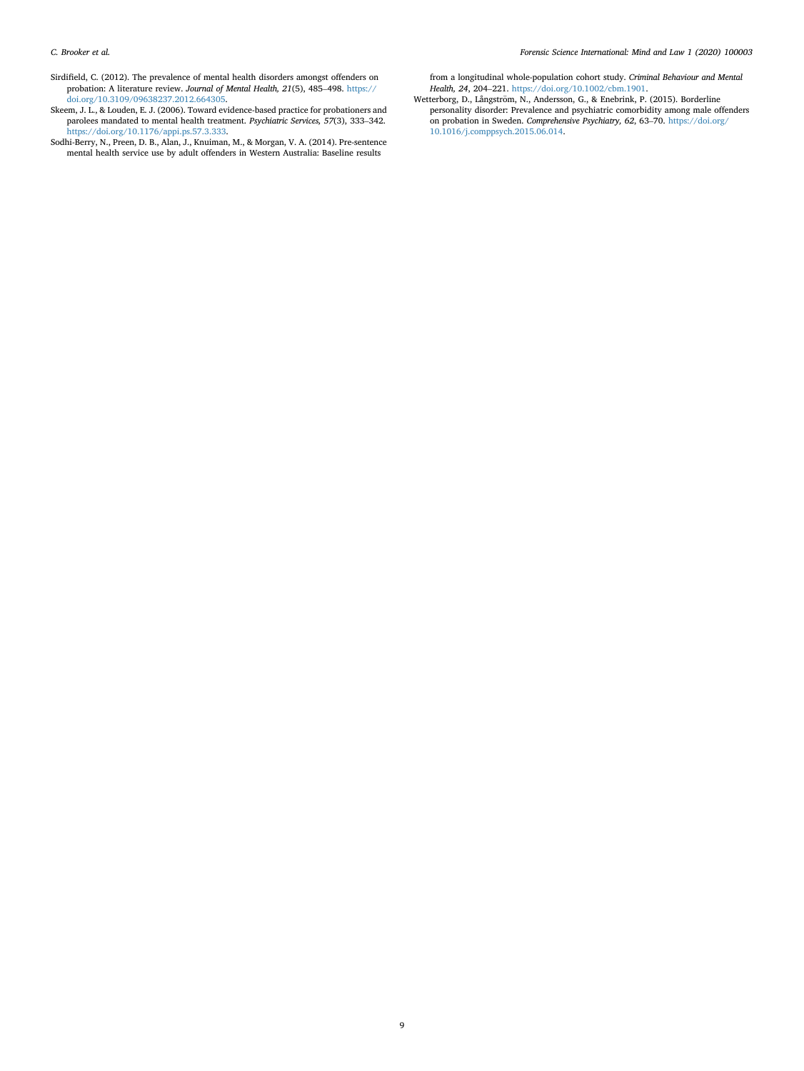Sirdifield, C. (2012). The prevalence of mental health disorders amongst offenders on probation: A literature review. *Journal of Mental Health, 21*(5), 485–498. https://doi.org/10.3109/09638237.2012.664305.

Skeem, J. L., & Louden, E. J. (2006). Toward evidence-based practice for probationers and parolees mandated to mental health treatment. *Psychiatric Services, 57*(3), 333–342. https://doi.org/10.1176/appi.ps.57.3.333.

Sodhi-Berry, N., Preen, D. B., Alan, J., Knuiman, M., & Morgan, V. A. (2014). Pre-sentence mental health service use by adult offenders in Western Australia: Baseline results from a longitudinal whole-population cohort study. *Criminal Behaviour and Mental Health, 24*, 204–221. https://doi.org/10.1002/cbm.1901.

Wetterborg, D., Långström, N., Andersson, G., & Enebrink, P. (2015). Borderline personality disorder: Prevalence and psychiatric comorbidity among male offenders on probation in Sweden. *Comprehensive Psychiatry, 62*, 63–70. https://doi.org/10.1016/j.comppsych.2015.06.014.